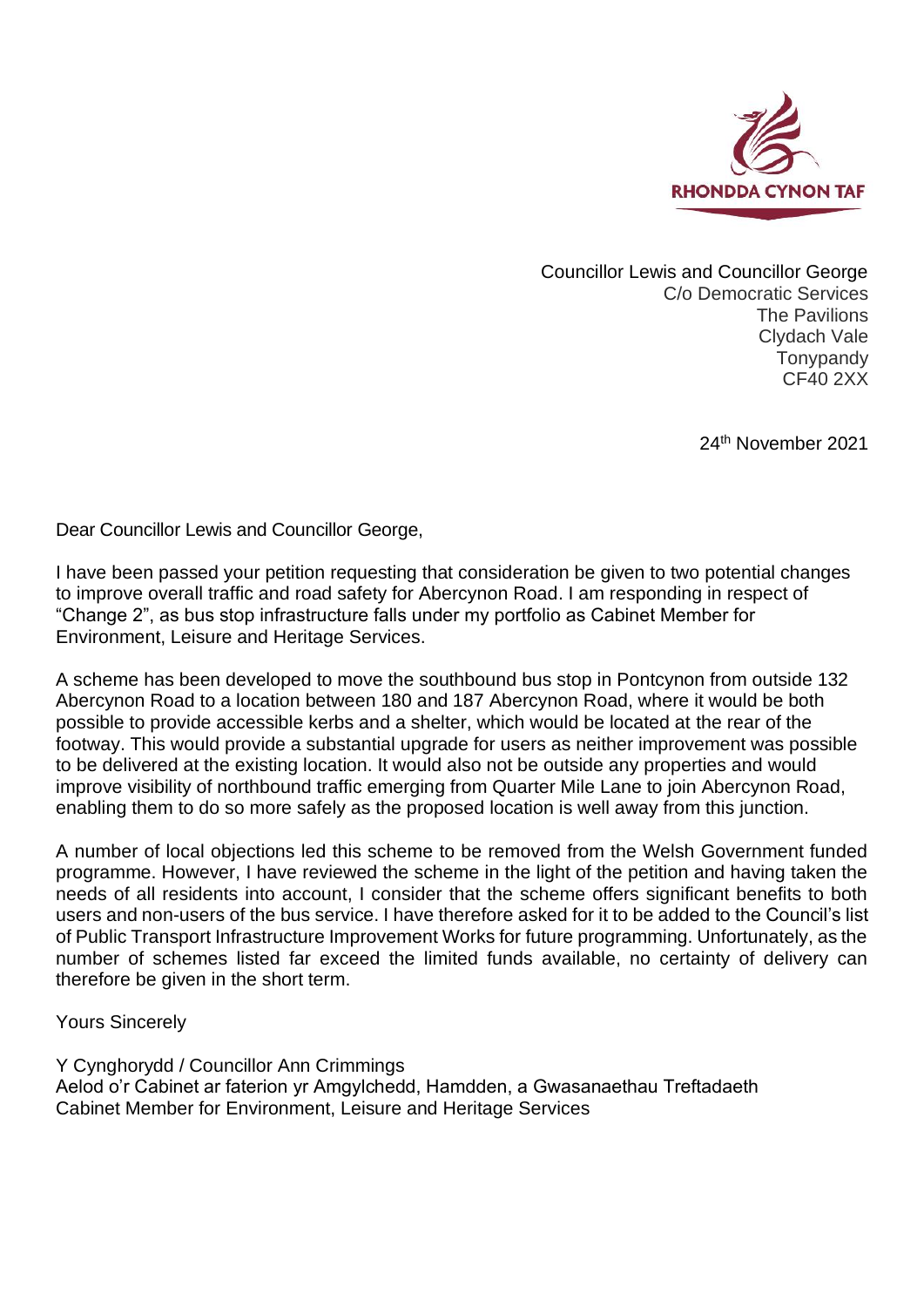RHONDDA CYNON TAF

Councillor Lewis and Councillor George
C/o Democratic Services
The Pavilions
Clydach Vale
Tonypandy
CF40 2XX

24th November 2021

Dear Councillor Lewis and Councillor George,

I have been passed your petition requesting that consideration be given to two potential changes to improve overall traffic and road safety for Abercynon Road. I am responding in respect of "Change 2", as bus stop infrastructure falls under my portfolio as Cabinet Member for Environment, Leisure and Heritage Services.

A scheme has been developed to move the southbound bus stop in Pontcynon from outside 132 Abercynon Road to a location between 180 and 187 Abercynon Road, where it would be both possible to provide accessible kerbs and a shelter, which would be located at the rear of the footway. This would provide a substantial upgrade for users as neither improvement was possible to be delivered at the existing location. It would also not be outside any properties and would improve visibility of northbound traffic emerging from Quarter Mile Lane to join Abercynon Road, enabling them to do so more safely as the proposed location is well away from this junction.

A number of local objections led this scheme to be removed from the Welsh Government funded programme. However, I have reviewed the scheme in the light of the petition and having taken the needs of all residents into account, I consider that the scheme offers significant benefits to both users and non-users of the bus service. I have therefore asked for it to be added to the Council's list of Public Transport Infrastructure Improvement Works for future programming. Unfortunately, as the number of schemes listed far exceed the limited funds available, no certainty of delivery can therefore be given in the short term.

Yours Sincerely

Y Cynghorydd / Councillor Ann Crimmings
Aelod o'r Cabinet ar faterion yr Amgylchedd, Hamdden, a Gwasanaethau Treftadaeth
Cabinet Member for Environment, Leisure and Heritage Services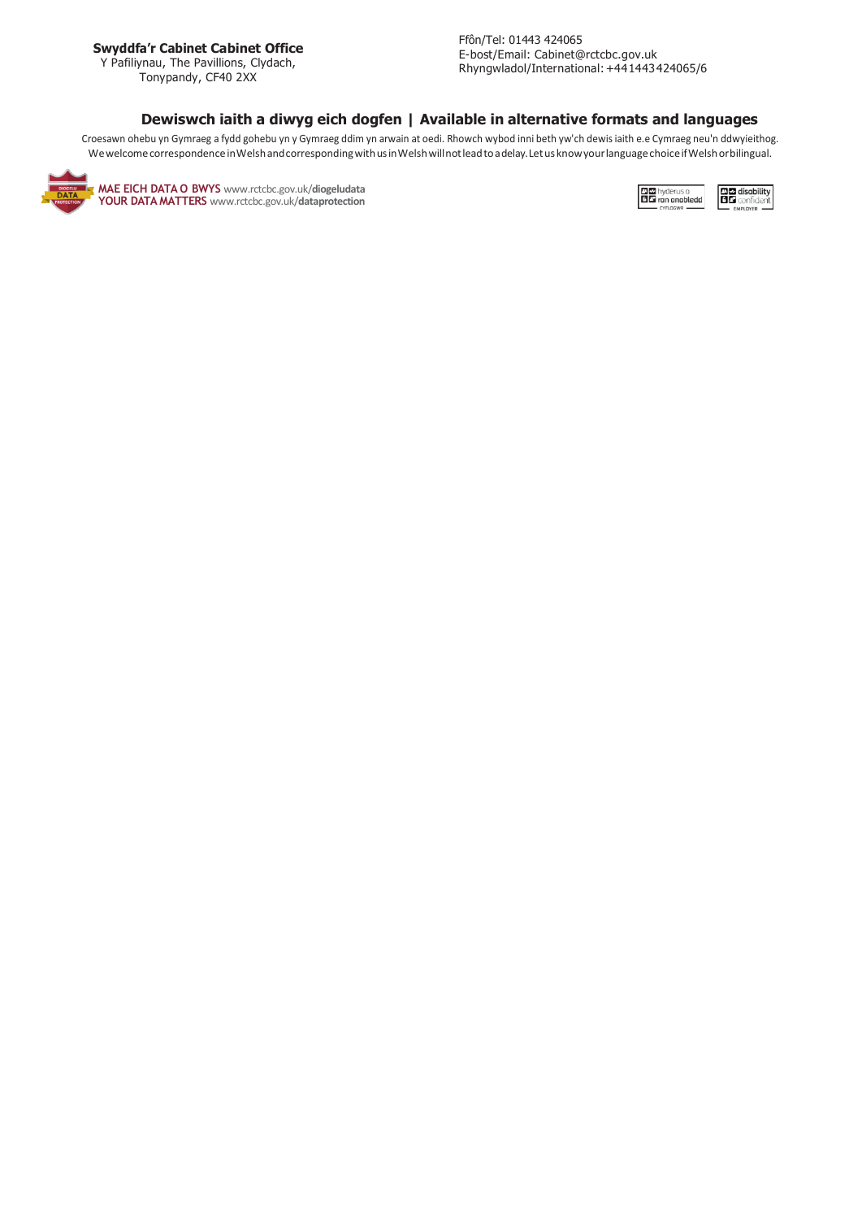**Swyddfa'r Cabinet Cabinet Office**
Y Pafiliynau, The Pavillions, Clydach,
Tonypandy, CF40 2XX

Ffôn/Tel: 01443 424065
E-bost/Email: Cabinet@rctcbc.gov.uk
Rhyngwladol/International: +441443424065/6

## Dewiswch iaith a diwyg eich dogfen | Available in alternative formats and languages

Croesawn ohebu yn Gymraeg a fydd gohebu yn y Gymraeg ddim yn arwain at oedi. Rhowch wybod inni beth yw'ch dewis iaith e.e Cymraeg neu'n ddwyieithog.
We welcome correspondence in Welsh and corresponding with us in Welsh will not lead to a delay. Let us know your language choice if Welsh or bilingual.

**MAE EICH DATA O BWYS** www.rctcbc.gov.uk/**diogeludata**
**YOUR DATA MATTERS** www.rctcbc.gov.uk/**dataprotection**

hyderus o ran anabledd CYFLOGWR

disability confident EMPLOYER